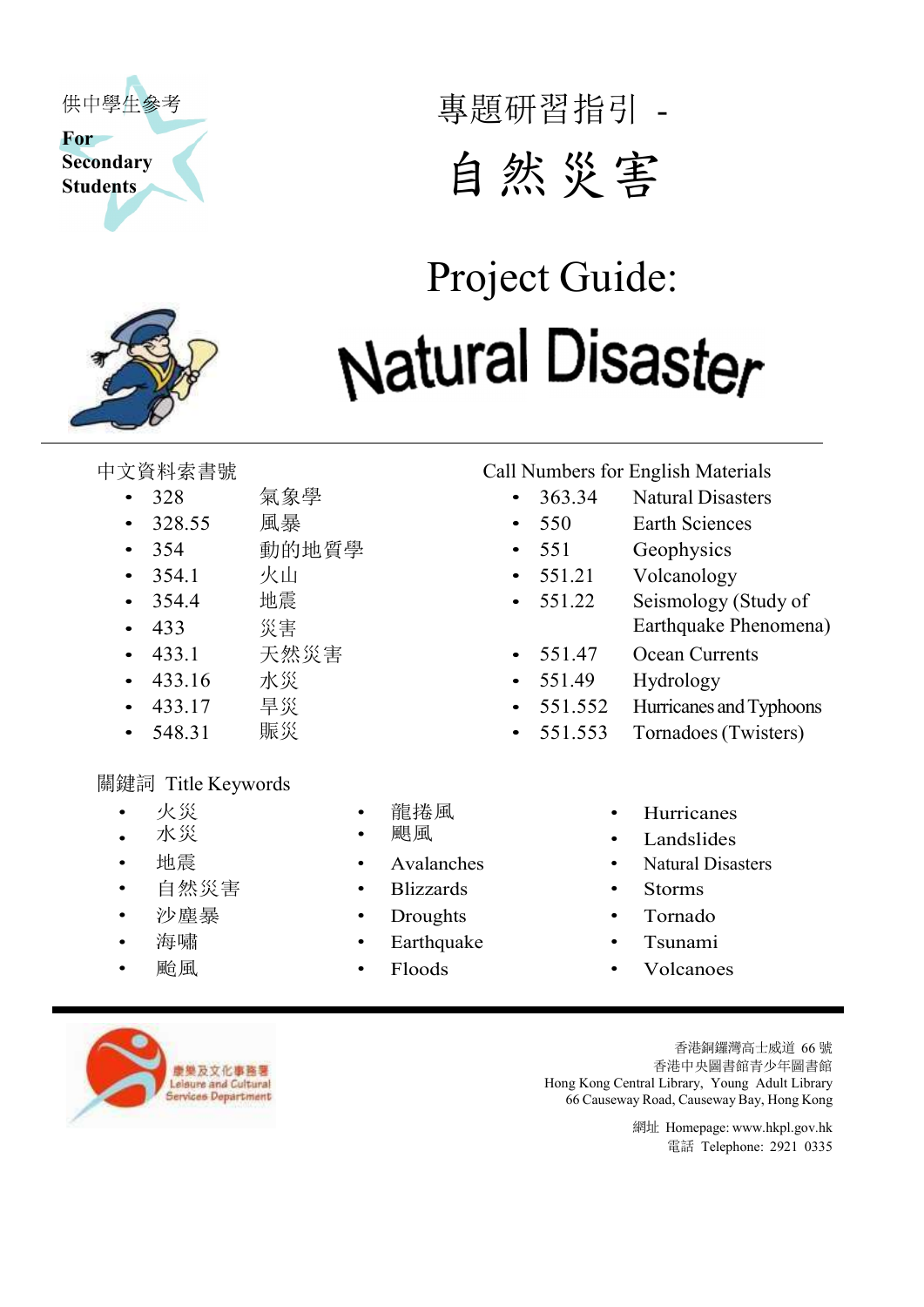供中學生參考

**For Secondary Students**

# 專題研習指引 - 自 然 災 害

# Project Guide: Natural Disaster

中文資料索書號

- 328 氣象學
- 328.55 風暴
- 354 動的地質學
- 354.1 火山
- 354.4 地震
- 433 災害
- 433.1 天然災害
- 433.16 水災
- 433.17 旱災
- 548.31 賑災

Call Numbers for English Materials

- 363.34 Natural Disasters
- 550 Earth Sciences
- 551 Geophysics
- 551.21 Volcanology
- 551.22 Seismology (Study of Earthquake Phenomena)
- 551.47 Ocean Currents
- 551.49 Hydrology
- 551.552 Hurricanes and Typhoons
- 551.553 Tornadoes (Twisters)

關鍵詞 Title Keywords

- 火災
- 水災
- 地震
- 自然災害
- 沙塵暴
- 海嘯
- 颱風
- 龍捲風
- 颶風
- Avalanches
- Blizzards
- Droughts
- Earthquake
- Floods
- Hurricanes
- Landslides
- Natural Disasters
- Storms
- Tornado
- Tsunami
- Volcanoes

康樂及文化事務署
Leisure and Cultural Services Department

香港銅鑼灣高士威道 66 號
香港中央圖書館青少年圖書館
Hong Kong Central Library, Young Adult Library
66 Causeway Road, Causeway Bay, Hong Kong

網址 Homepage: www.hkpl.gov.hk
電話 Telephone: 2921 0335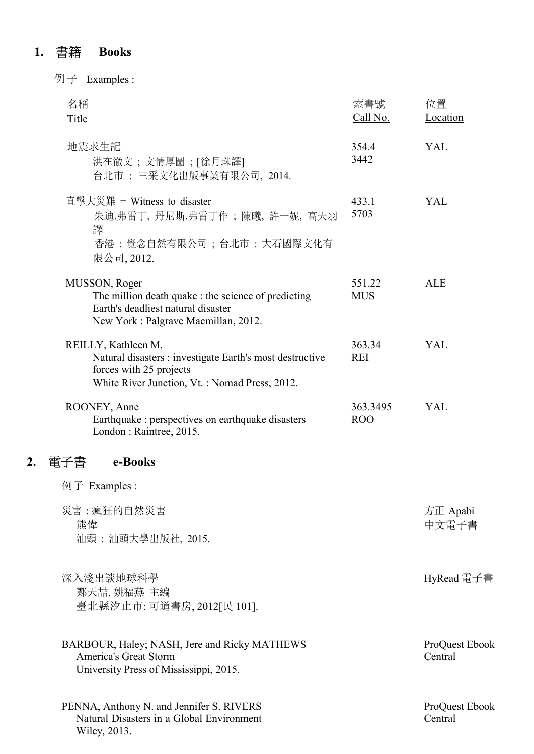## 1. 書籍 Books

例子 Examples :

| 名稱<br>Title | 索書號<br>Call No. | 位置<br>Location |
|---|---|---|
| 地震求生記<br>洪在徹文 ; 文情厚圖 ; [徐月珠譯]<br>台北市 : 三采文化出版事業有限公司, 2014. | 354.4<br>3442 | YAL |
| 直擊大災難 = Witness to disaster<br>朱迪.弗雷丁, 丹尼斯.弗雷丁作 ; 陳曦, 許一妮, 高天羽譯<br>香港 : 覺念自然有限公司 ; 台北市 : 大石國際文化有限公司, 2012. | 433.1<br>5703 | YAL |
| MUSSON, Roger<br>The million death quake : the science of predicting Earth's deadliest natural disaster<br>New York : Palgrave Macmillan, 2012. | 551.22<br>MUS | ALE |
| REILLY, Kathleen M.<br>Natural disasters : investigate Earth's most destructive forces with 25 projects<br>White River Junction, Vt. : Nomad Press, 2012. | 363.34<br>REI | YAL |
| ROONEY, Anne<br>Earthquake : perspectives on earthquake disasters<br>London : Raintree, 2015. | 363.3495<br>ROO | YAL |

## 2. 電子書 e-Books

例子 Examples :

| | |
|---|---|
| 災害 : 瘋狂的自然災害<br>熊偉<br>汕頭 : 汕頭大學出版社, 2015. | 方正 Apabi 中文電子書 |
| 深入淺出談地球科學<br>鄭天喆, 姚福燕 主編<br>臺北縣汐止市: 可道書房, 2012[民 101]. | HyRead 電子書 |
| BARBOUR, Haley; NASH, Jere and Ricky MATHEWS<br>America's Great Storm<br>University Press of Mississippi, 2015. | ProQuest Ebook Central |
| PENNA, Anthony N. and Jennifer S. RIVERS<br>Natural Disasters in a Global Environment<br>Wiley, 2013. | ProQuest Ebook Central |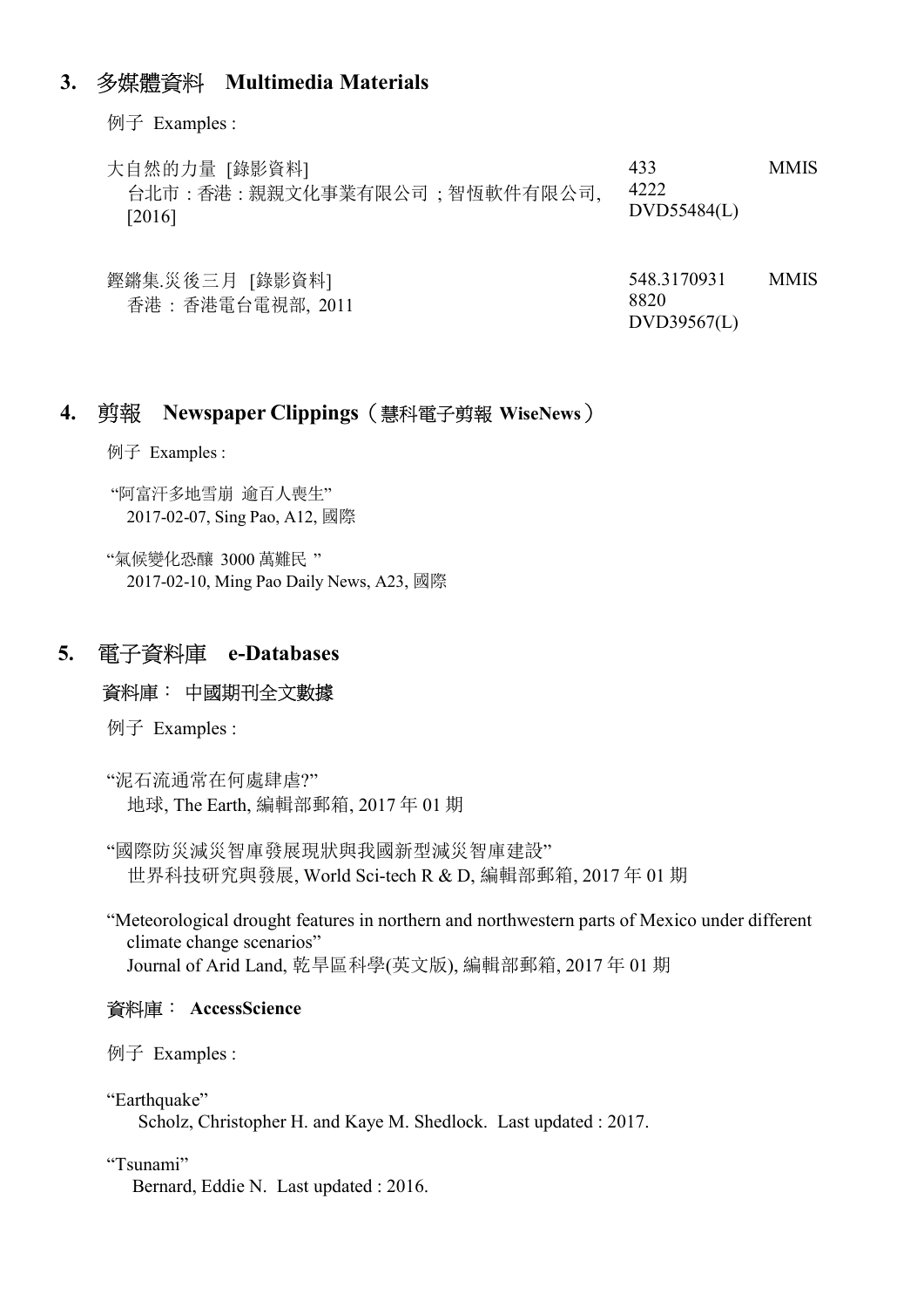## 3. 多媒體資料 Multimedia Materials

例子 Examples :

| | | |
|---|---|---|
| 大自然的力量 [錄影資料]<br>台北市：香港：親親文化事業有限公司；智恆軟件有限公司, [2016] | 433<br>4222<br>DVD55484(L) | MMIS |
| 鏗鏘集.災後三月 [錄影資料]<br>香港：香港電台電視部, 2011 | 548.3170931<br>8820<br>DVD39567(L) | MMIS |

## 4. 剪報 Newspaper Clippings（慧科電子剪報 WiseNews）

例子 Examples :

"阿富汗多地雪崩 逾百人喪生"
2017-02-07, Sing Pao, A12, 國際

"氣候變化恐釀 3000 萬難民 "
2017-02-10, Ming Pao Daily News, A23, 國際

## 5. 電子資料庫 e-Databases

### 資料庫： 中國期刊全文數據

例子 Examples :

"泥石流通常在何處肆虐?"
地球, The Earth, 編輯部郵箱, 2017 年 01 期

"國際防災減災智庫發展現狀與我國新型減災智庫建設"
世界科技研究與發展, World Sci-tech R & D, 編輯部郵箱, 2017 年 01 期

"Meteorological drought features in northern and northwestern parts of Mexico under different climate change scenarios"
Journal of Arid Land, 乾旱區科學(英文版), 編輯部郵箱, 2017 年 01 期

### 資料庫： AccessScience

例子 Examples :

"Earthquake"
Scholz, Christopher H. and Kaye M. Shedlock. Last updated : 2017.

"Tsunami"
Bernard, Eddie N. Last updated : 2016.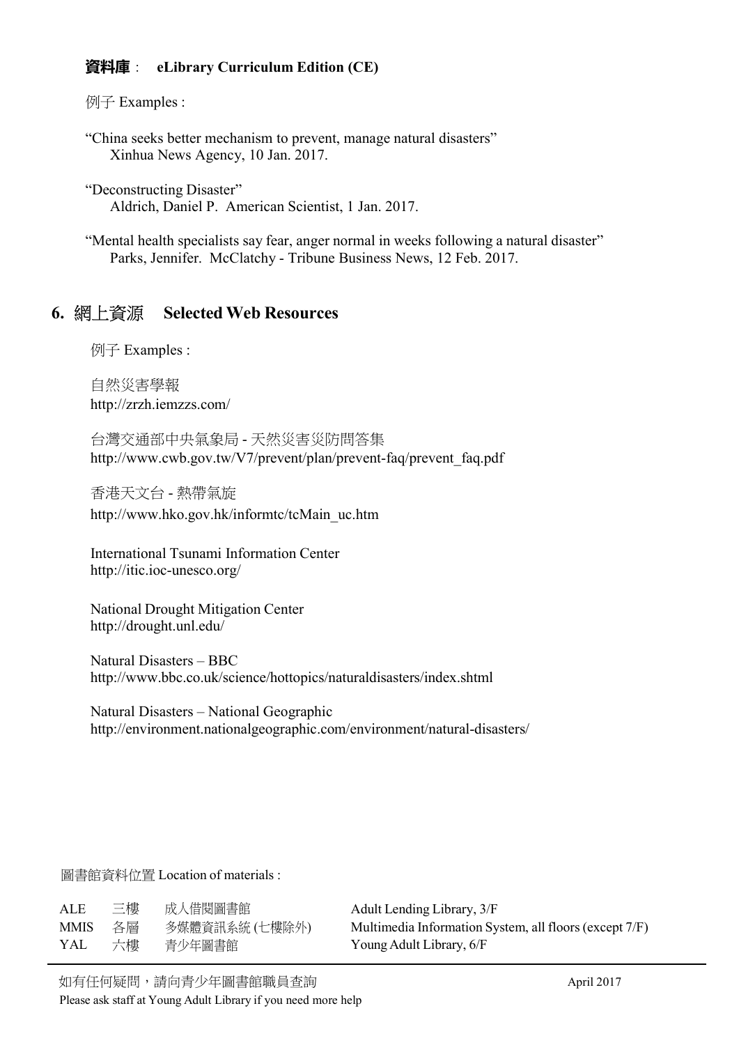**資料庫**： **eLibrary Curriculum Edition (CE)**

例子 Examples :

"China seeks better mechanism to prevent, manage natural disasters"
Xinhua News Agency, 10 Jan. 2017.

"Deconstructing Disaster"
Aldrich, Daniel P. American Scientist, 1 Jan. 2017.

"Mental health specialists say fear, anger normal in weeks following a natural disaster"
Parks, Jennifer. McClatchy - Tribune Business News, 12 Feb. 2017.

## 6. 網上資源 Selected Web Resources

例子 Examples :

自然災害學報
http://zrzh.iemzzs.com/

台灣交通部中央氣象局 - 天然災害災防問答集
http://www.cwb.gov.tw/V7/prevent/plan/prevent-faq/prevent_faq.pdf

香港天文台 - 熱帶氣旋
http://www.hko.gov.hk/informtc/tcMain_uc.htm

International Tsunami Information Center
http://itic.ioc-unesco.org/

National Drought Mitigation Center
http://drought.unl.edu/

Natural Disasters – BBC
http://www.bbc.co.uk/science/hottopics/naturaldisasters/index.shtml

Natural Disasters – National Geographic
http://environment.nationalgeographic.com/environment/natural-disasters/

圖書館資料位置 Location of materials :

| | | | |
|---|---|---|---|
| ALE | 三樓 | 成人借閱圖書館 | Adult Lending Library, 3/F |
| MMIS | 各層 | 多媒體資訊系統 (七樓除外) | Multimedia Information System, all floors (except 7/F) |
| YAL | 六樓 | 青少年圖書館 | Young Adult Library, 6/F |

如有任何疑問，請向青少年圖書館職員查詢
Please ask staff at Young Adult Library if you need more help

April 2017